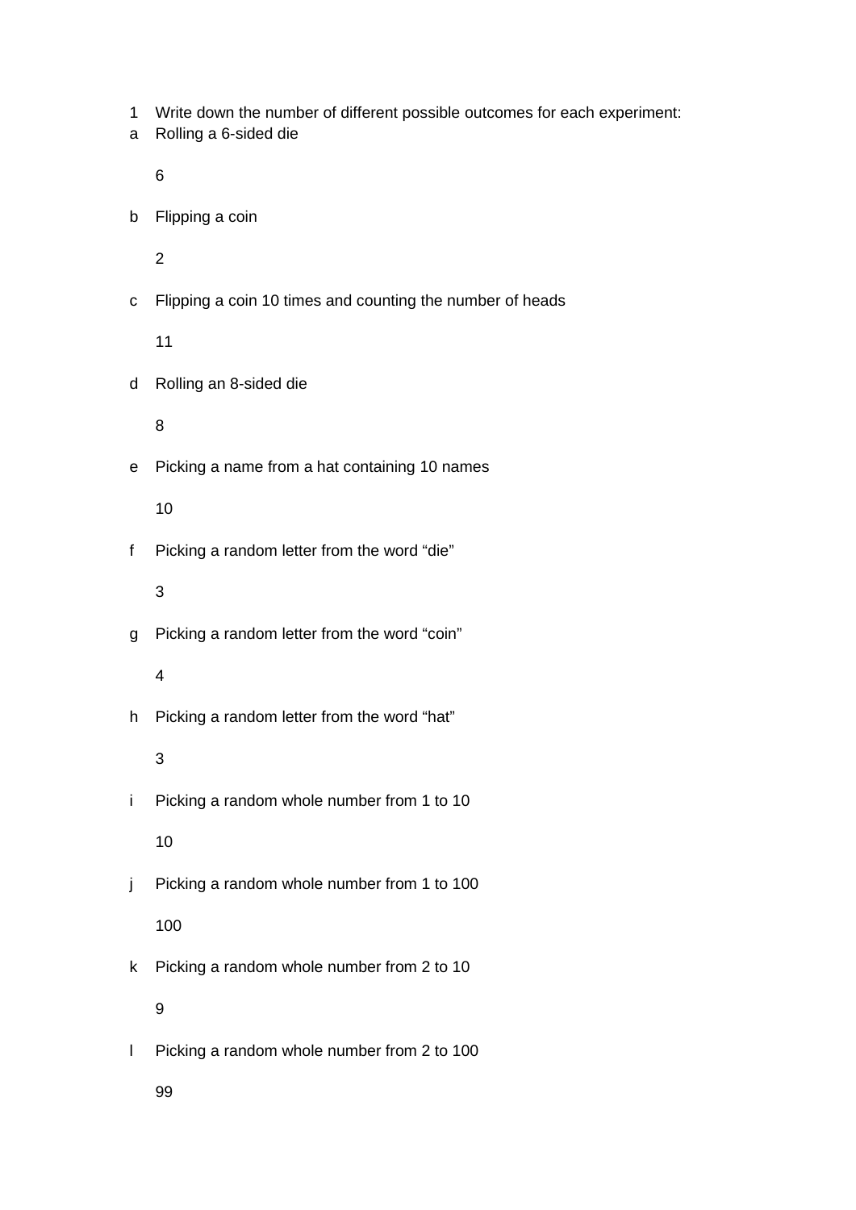1 Write down the number of different possible outcomes for each experiment:

a Rolling a 6-sided die

6

b Flipping a coin

2

c Flipping a coin 10 times and counting the number of heads

11

d Rolling an 8-sided die

8

e Picking a name from a hat containing 10 names

10

f Picking a random letter from the word “die”

3

g Picking a random letter from the word “coin”

4

h Picking a random letter from the word “hat”

3

i Picking a random whole number from 1 to 10

10

j Picking a random whole number from 1 to 100

100

k Picking a random whole number from 2 to 10

9

l Picking a random whole number from 2 to 100

99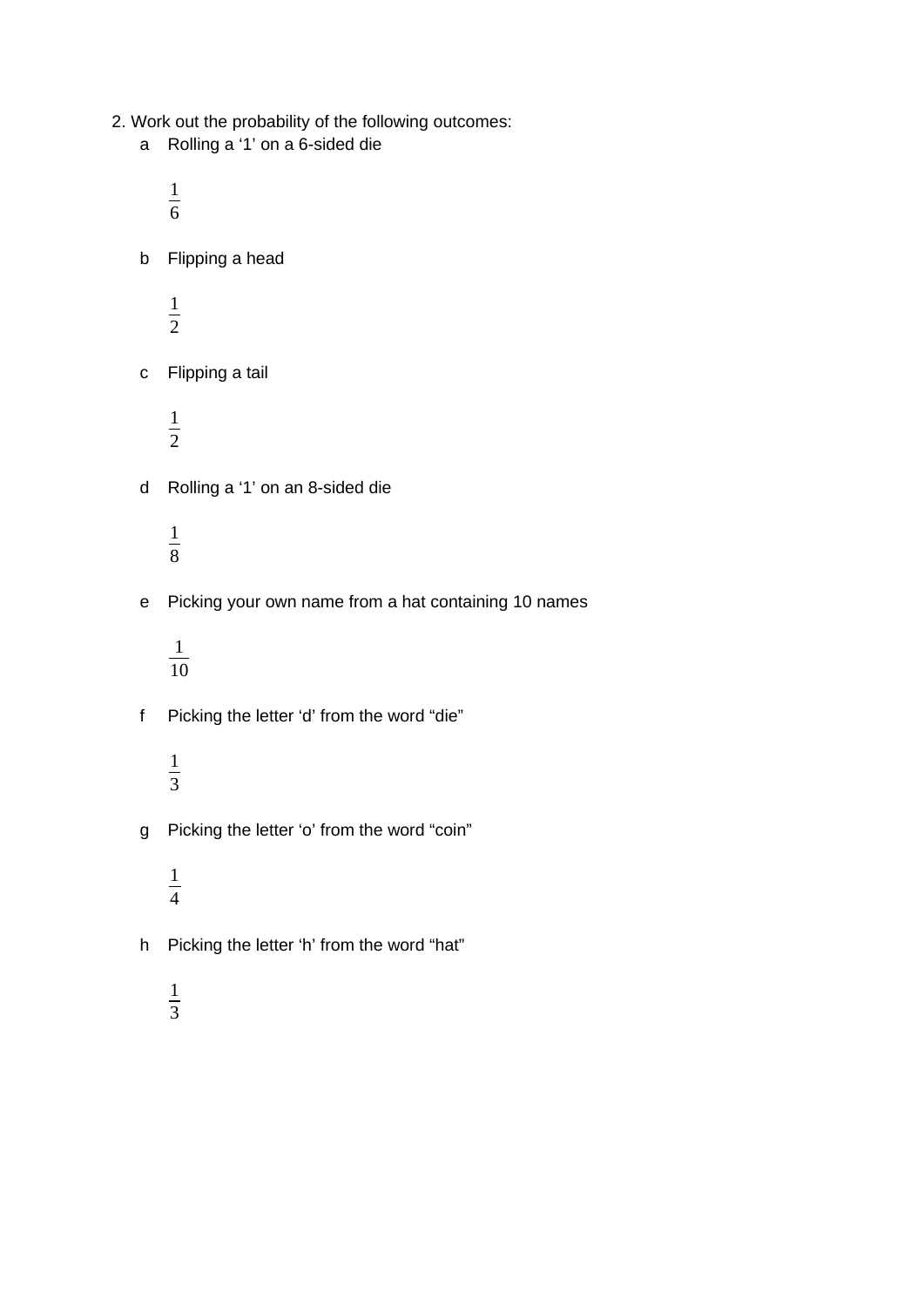2. Work out the probability of the following outcomes:

a Rolling a ‘1’ on a 6-sided die

$$\frac{1}{6}$$

b Flipping a head

$$\frac{1}{2}$$

c Flipping a tail

$$\frac{1}{2}$$

d Rolling a ‘1’ on an 8-sided die

$$\frac{1}{8}$$

e Picking your own name from a hat containing 10 names

$$\frac{1}{10}$$

f Picking the letter ‘d’ from the word “die”

$$\frac{1}{3}$$

g Picking the letter ‘o’ from the word “coin”

$$\frac{1}{4}$$

h Picking the letter ‘h’ from the word “hat”

$$\frac{1}{3}$$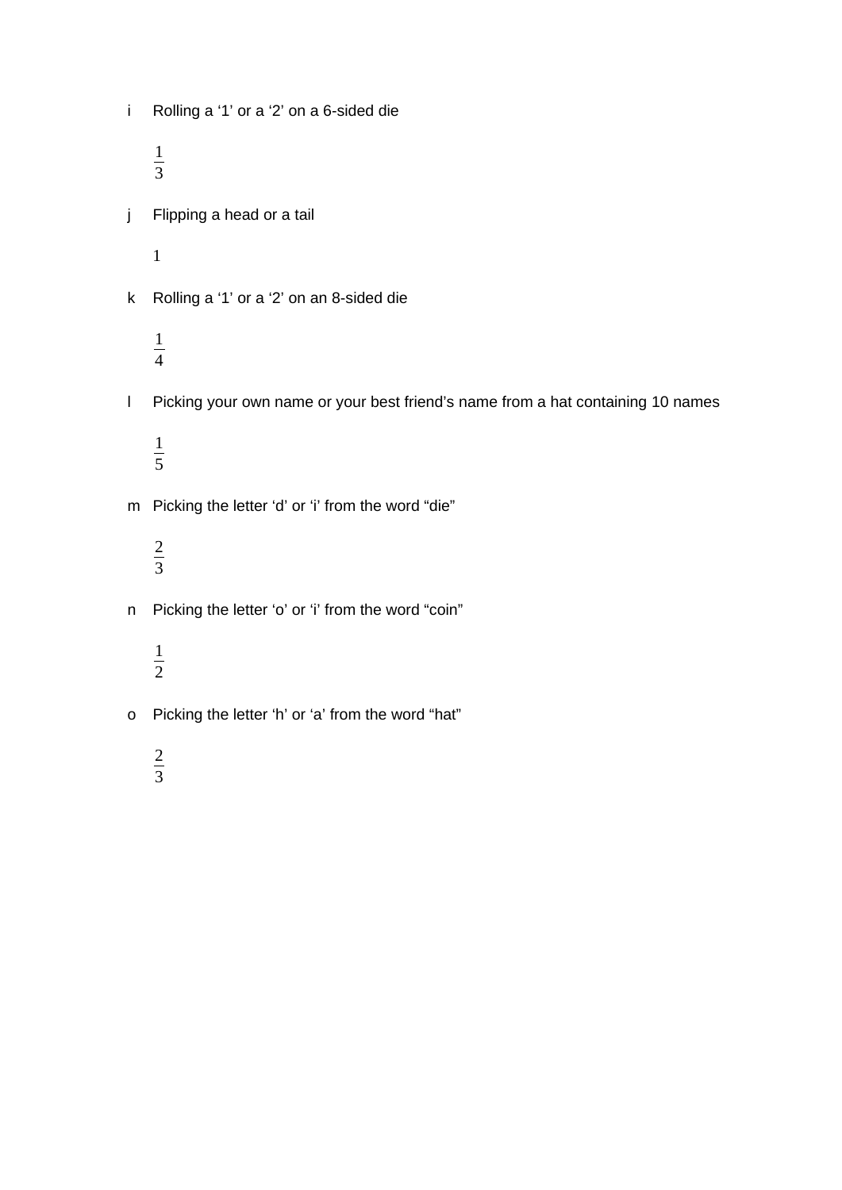i Rolling a '1' or a '2' on a 6-sided die

$\frac{1}{3}$

j Flipping a head or a tail

1

k Rolling a '1' or a '2' on an 8-sided die

$\frac{1}{4}$

l Picking your own name or your best friend's name from a hat containing 10 names

$\frac{1}{5}$

m Picking the letter 'd' or 'i' from the word "die"

$\frac{2}{3}$

n Picking the letter 'o' or 'i' from the word "coin"

$\frac{1}{2}$

o Picking the letter 'h' or 'a' from the word "hat"

$\frac{2}{3}$